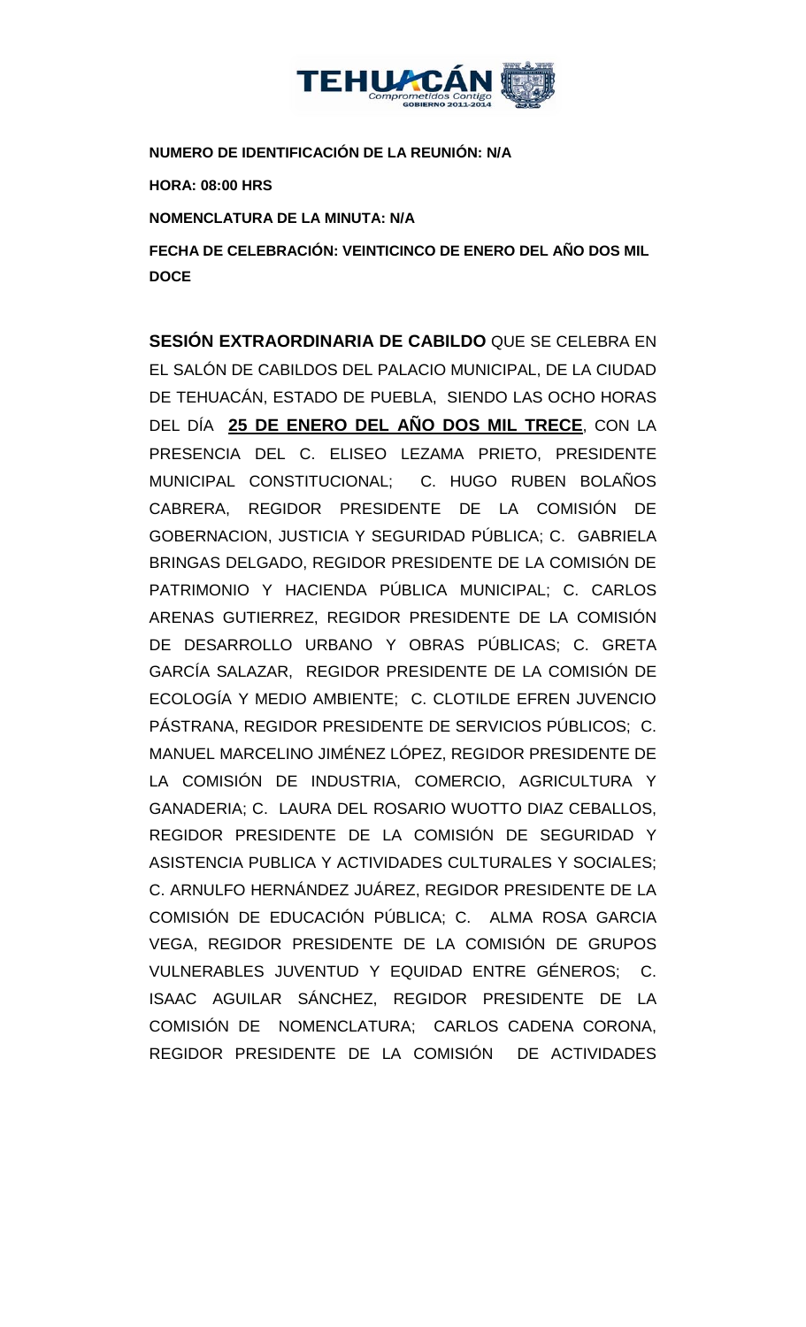**NUMERO DE IDENTIFICACIÓN DE LA REUNIÓN: N/A**

**HORA: 08:00 HRS**

**NOMENCLATURA DE LA MINUTA: N/A**

**FECHA DE CELEBRACIÓN: VEINTICINCO DE ENERO DEL AÑO DOS MIL DOCE**

**SESIÓN EXTRAORDINARIA DE CABILDO** QUE SE CELEBRA EN EL SALÓN DE CABILDOS DEL PALACIO MUNICIPAL, DE LA CIUDAD DE TEHUACÁN, ESTADO DE PUEBLA, SIENDO LAS OCHO HORAS DEL DÍA **25 DE ENERO DEL AÑO DOS MIL TRECE**, CON LA PRESENCIA DEL C. ELISEO LEZAMA PRIETO, PRESIDENTE MUNICIPAL CONSTITUCIONAL; C. HUGO RUBEN BOLAÑOS CABRERA, REGIDOR PRESIDENTE DE LA COMISIÓN DE GOBERNACION, JUSTICIA Y SEGURIDAD PÚBLICA; C. GABRIELA BRINGAS DELGADO, REGIDOR PRESIDENTE DE LA COMISIÓN DE PATRIMONIO Y HACIENDA PÚBLICA MUNICIPAL; C. CARLOS ARENAS GUTIERREZ, REGIDOR PRESIDENTE DE LA COMISIÓN DE DESARROLLO URBANO Y OBRAS PÚBLICAS; C. GRETA GARCÍA SALAZAR, REGIDOR PRESIDENTE DE LA COMISIÓN DE ECOLOGÍA Y MEDIO AMBIENTE; C. CLOTILDE EFREN JUVENCIO PÁSTRANA, REGIDOR PRESIDENTE DE SERVICIOS PÚBLICOS; C. MANUEL MARCELINO JIMÉNEZ LÓPEZ, REGIDOR PRESIDENTE DE LA COMISIÓN DE INDUSTRIA, COMERCIO, AGRICULTURA Y GANADERIA; C. LAURA DEL ROSARIO WUOTTO DIAZ CEBALLOS, REGIDOR PRESIDENTE DE LA COMISIÓN DE SEGURIDAD Y ASISTENCIA PUBLICA Y ACTIVIDADES CULTURALES Y SOCIALES; C. ARNULFO HERNÁNDEZ JUÁREZ, REGIDOR PRESIDENTE DE LA COMISIÓN DE EDUCACIÓN PÚBLICA; C. ALMA ROSA GARCIA VEGA, REGIDOR PRESIDENTE DE LA COMISIÓN DE GRUPOS VULNERABLES JUVENTUD Y EQUIDAD ENTRE GÉNEROS; C. ISAAC AGUILAR SÁNCHEZ, REGIDOR PRESIDENTE DE LA COMISIÓN DE NOMENCLATURA; CARLOS CADENA CORONA, REGIDOR PRESIDENTE DE LA COMISIÓN DE ACTIVIDADES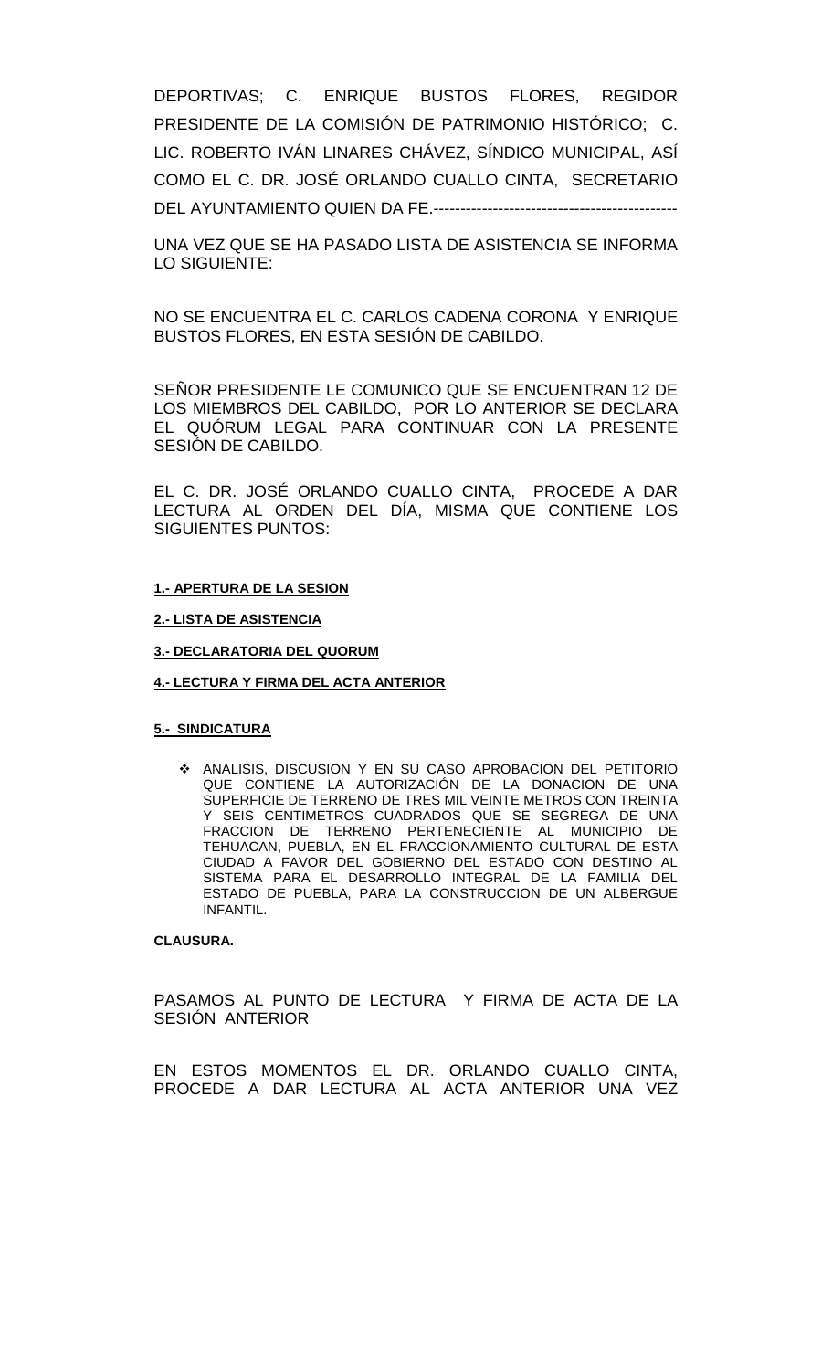DEPORTIVAS; C. ENRIQUE BUSTOS FLORES, REGIDOR PRESIDENTE DE LA COMISIÓN DE PATRIMONIO HISTÓRICO; C. LIC. ROBERTO IVÁN LINARES CHÁVEZ, SÍNDICO MUNICIPAL, ASÍ COMO EL C. DR. JOSÉ ORLANDO CUALLO CINTA, SECRETARIO DEL AYUNTAMIENTO QUIEN DA FE.---------------------------------------------

UNA VEZ QUE SE HA PASADO LISTA DE ASISTENCIA SE INFORMA LO SIGUIENTE:

NO SE ENCUENTRA EL C. CARLOS CADENA CORONA Y ENRIQUE BUSTOS FLORES, EN ESTA SESIÓN DE CABILDO.

SEÑOR PRESIDENTE LE COMUNICO QUE SE ENCUENTRAN 12 DE LOS MIEMBROS DEL CABILDO, POR LO ANTERIOR SE DECLARA EL QUÓRUM LEGAL PARA CONTINUAR CON LA PRESENTE SESIÓN DE CABILDO.

EL C. DR. JOSÉ ORLANDO CUALLO CINTA, PROCEDE A DAR LECTURA AL ORDEN DEL DÍA, MISMA QUE CONTIENE LOS SIGUIENTES PUNTOS:

**1.- APERTURA DE LA SESION**

**2.- LISTA DE ASISTENCIA**

**3.- DECLARATORIA DEL QUORUM**

**4.- LECTURA Y FIRMA DEL ACTA ANTERIOR**

**5.- SINDICATURA**

- ANALISIS, DISCUSION Y EN SU CASO APROBACION DEL PETITORIO QUE CONTIENE LA AUTORIZACIÓN DE LA DONACION DE UNA SUPERFICIE DE TERRENO DE TRES MIL VEINTE METROS CON TREINTA Y SEIS CENTIMETROS CUADRADOS QUE SE SEGREGA DE UNA FRACCION DE TERRENO PERTENECIENTE AL MUNICIPIO DE TEHUACAN, PUEBLA, EN EL FRACCIONAMIENTO CULTURAL DE ESTA CIUDAD A FAVOR DEL GOBIERNO DEL ESTADO CON DESTINO AL SISTEMA PARA EL DESARROLLO INTEGRAL DE LA FAMILIA DEL ESTADO DE PUEBLA, PARA LA CONSTRUCCION DE UN ALBERGUE INFANTIL.

**CLAUSURA.**

PASAMOS AL PUNTO DE LECTURA Y FIRMA DE ACTA DE LA SESIÓN ANTERIOR

EN ESTOS MOMENTOS EL DR. ORLANDO CUALLO CINTA, PROCEDE A DAR LECTURA AL ACTA ANTERIOR UNA VEZ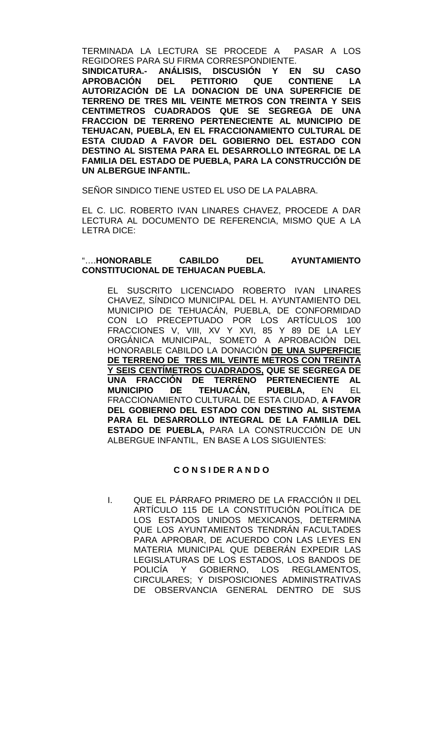TERMINADA LA LECTURA SE PROCEDE A PASAR A LOS REGIDORES PARA SU FIRMA CORRESPONDIENTE.

**SINDICATURA.- ANÁLISIS, DISCUSIÓN Y EN SU CASO APROBACIÓN DEL PETITORIO QUE CONTIENE LA AUTORIZACIÓN DE LA DONACION DE UNA SUPERFICIE DE TERRENO DE TRES MIL VEINTE METROS CON TREINTA Y SEIS CENTIMETROS CUADRADOS QUE SE SEGREGA DE UNA FRACCION DE TERRENO PERTENECIENTE AL MUNICIPIO DE TEHUACAN, PUEBLA, EN EL FRACCIONAMIENTO CULTURAL DE ESTA CIUDAD A FAVOR DEL GOBIERNO DEL ESTADO CON DESTINO AL SISTEMA PARA EL DESARROLLO INTEGRAL DE LA FAMILIA DEL ESTADO DE PUEBLA, PARA LA CONSTRUCCIÓN DE UN ALBERGUE INFANTIL.**

SEÑOR SINDICO TIENE USTED EL USO DE LA PALABRA.

EL C. LIC. ROBERTO IVAN LINARES CHAVEZ, PROCEDE A DAR LECTURA AL DOCUMENTO DE REFERENCIA, MISMO QUE A LA LETRA DICE:

"….**HONORABLE CABILDO DEL AYUNTAMIENTO CONSTITUCIONAL DE TEHUACAN PUEBLA.**

EL SUSCRITO LICENCIADO ROBERTO IVAN LINARES CHAVEZ, SÍNDICO MUNICIPAL DEL H. AYUNTAMIENTO DEL MUNICIPIO DE TEHUACÁN, PUEBLA, DE CONFORMIDAD CON LO PRECEPTUADO POR LOS ARTÍCULOS 100 FRACCIONES V, VIII, XV Y XVI, 85 Y 89 DE LA LEY ORGÁNICA MUNICIPAL, SOMETO A APROBACIÓN DEL HONORABLE CABILDO LA DONACIÓN **DE UNA SUPERFICIE DE TERRENO DE TRES MIL VEINTE METROS CON TREINTA Y SEIS CENTÍMETROS CUADRADOS,** QUE SE SEGREGA DE **UNA FRACCIÓN DE TERRENO PERTENECIENTE AL MUNICIPIO DE TEHUACÁN, PUEBLA,** EN EL FRACCIONAMIENTO CULTURAL DE ESTA CIUDAD, **A FAVOR DEL GOBIERNO DEL ESTADO CON DESTINO AL SISTEMA PARA EL DESARROLLO INTEGRAL DE LA FAMILIA DEL ESTADO DE PUEBLA,** PARA LA CONSTRUCCIÓN DE UN ALBERGUE INFANTIL, EN BASE A LOS SIGUIENTES:

**C O N S I DE R A N D O**

I. QUE EL PÁRRAFO PRIMERO DE LA FRACCIÓN II DEL ARTÍCULO 115 DE LA CONSTITUCIÓN POLÍTICA DE LOS ESTADOS UNIDOS MEXICANOS, DETERMINA QUE LOS AYUNTAMIENTOS TENDRÁN FACULTADES PARA APROBAR, DE ACUERDO CON LAS LEYES EN MATERIA MUNICIPAL QUE DEBERÁN EXPEDIR LAS LEGISLATURAS DE LOS ESTADOS, LOS BANDOS DE POLICÍA Y GOBIERNO, LOS REGLAMENTOS, CIRCULARES; Y DISPOSICIONES ADMINISTRATIVAS DE OBSERVANCIA GENERAL DENTRO DE SUS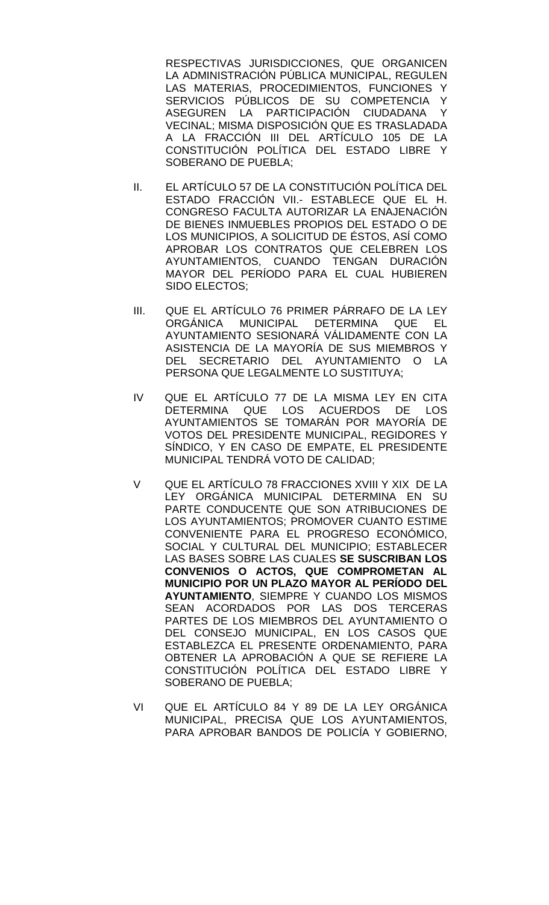RESPECTIVAS JURISDICCIONES, QUE ORGANICEN LA ADMINISTRACIÓN PÚBLICA MUNICIPAL, REGULEN LAS MATERIAS, PROCEDIMIENTOS, FUNCIONES Y SERVICIOS PÚBLICOS DE SU COMPETENCIA Y ASEGUREN LA PARTICIPACIÓN CIUDADANA Y VECINAL; MISMA DISPOSICIÓN QUE ES TRASLADADA A LA FRACCIÓN III DEL ARTÍCULO 105 DE LA CONSTITUCIÓN POLÍTICA DEL ESTADO LIBRE Y SOBERANO DE PUEBLA;

II. EL ARTÍCULO 57 DE LA CONSTITUCIÓN POLÍTICA DEL ESTADO FRACCIÓN VII.- ESTABLECE QUE EL H. CONGRESO FACULTA AUTORIZAR LA ENAJENACIÓN DE BIENES INMUEBLES PROPIOS DEL ESTADO O DE LOS MUNICIPIOS, A SOLICITUD DE ÉSTOS, ASÍ COMO APROBAR LOS CONTRATOS QUE CELEBREN LOS AYUNTAMIENTOS, CUANDO TENGAN DURACIÓN MAYOR DEL PERÍODO PARA EL CUAL HUBIEREN SIDO ELECTOS;

III. QUE EL ARTÍCULO 76 PRIMER PÁRRAFO DE LA LEY ORGÁNICA MUNICIPAL DETERMINA QUE EL AYUNTAMIENTO SESIONARÁ VÁLIDAMENTE CON LA ASISTENCIA DE LA MAYORÍA DE SUS MIEMBROS Y DEL SECRETARIO DEL AYUNTAMIENTO O LA PERSONA QUE LEGALMENTE LO SUSTITUYA;

IV QUE EL ARTÍCULO 77 DE LA MISMA LEY EN CITA DETERMINA QUE LOS ACUERDOS DE LOS AYUNTAMIENTOS SE TOMARÁN POR MAYORÍA DE VOTOS DEL PRESIDENTE MUNICIPAL, REGIDORES Y SÍNDICO, Y EN CASO DE EMPATE, EL PRESIDENTE MUNICIPAL TENDRÁ VOTO DE CALIDAD;

V QUE EL ARTÍCULO 78 FRACCIONES XVIII Y XIX DE LA LEY ORGÁNICA MUNICIPAL DETERMINA EN SU PARTE CONDUCENTE QUE SON ATRIBUCIONES DE LOS AYUNTAMIENTOS; PROMOVER CUANTO ESTIME CONVENIENTE PARA EL PROGRESO ECONÓMICO, SOCIAL Y CULTURAL DEL MUNICIPIO; ESTABLECER LAS BASES SOBRE LAS CUALES **SE SUSCRIBAN LOS CONVENIOS O ACTOS, QUE COMPROMETAN AL MUNICIPIO POR UN PLAZO MAYOR AL PERÍODO DEL AYUNTAMIENTO**, SIEMPRE Y CUANDO LOS MISMOS SEAN ACORDADOS POR LAS DOS TERCERAS PARTES DE LOS MIEMBROS DEL AYUNTAMIENTO O DEL CONSEJO MUNICIPAL, EN LOS CASOS QUE ESTABLEZCA EL PRESENTE ORDENAMIENTO, PARA OBTENER LA APROBACIÓN A QUE SE REFIERE LA CONSTITUCIÓN POLÍTICA DEL ESTADO LIBRE Y SOBERANO DE PUEBLA;

VI QUE EL ARTÍCULO 84 Y 89 DE LA LEY ORGÁNICA MUNICIPAL, PRECISA QUE LOS AYUNTAMIENTOS, PARA APROBAR BANDOS DE POLICÍA Y GOBIERNO,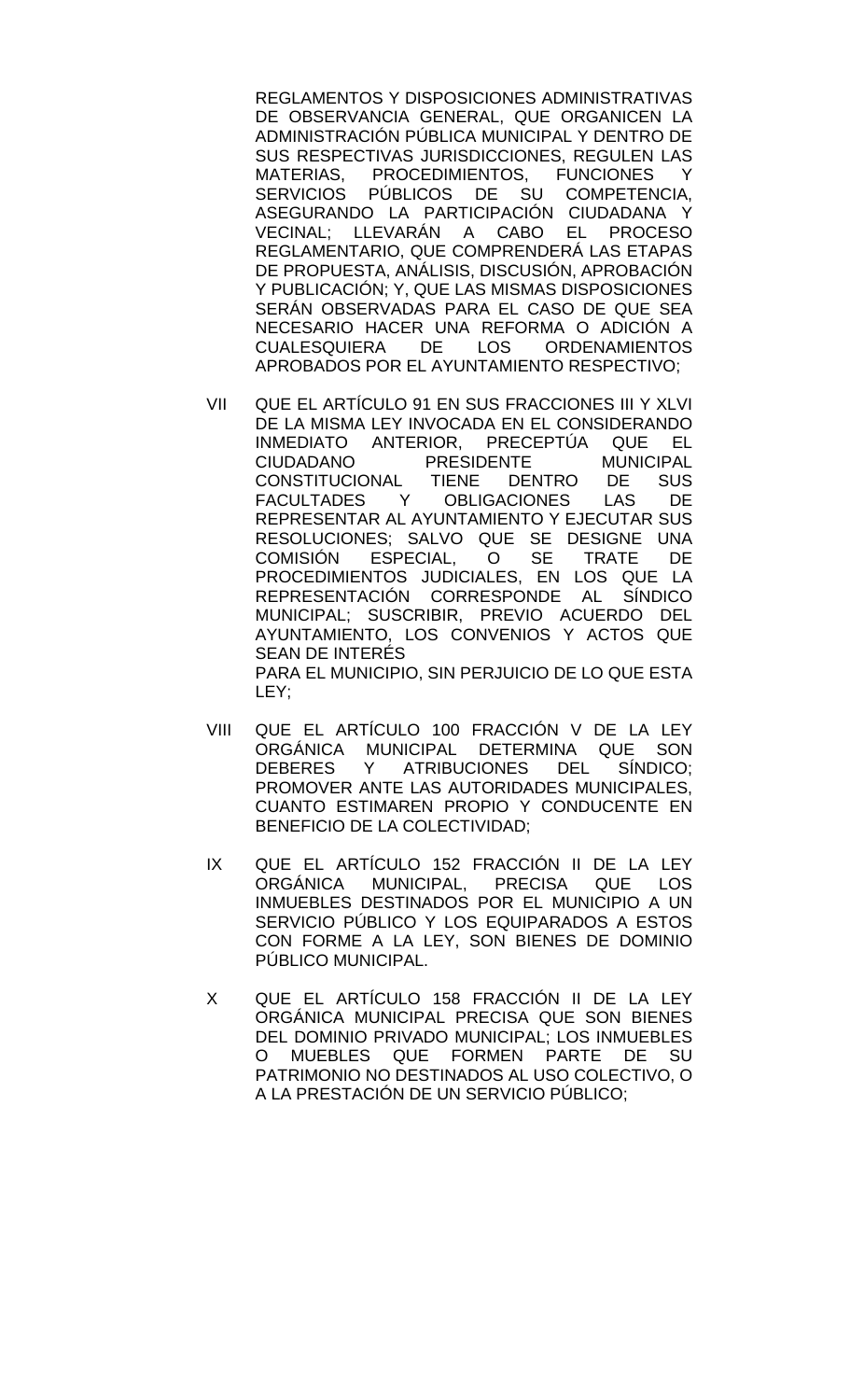REGLAMENTOS Y DISPOSICIONES ADMINISTRATIVAS DE OBSERVANCIA GENERAL, QUE ORGANICEN LA ADMINISTRACIÓN PÚBLICA MUNICIPAL Y DENTRO DE SUS RESPECTIVAS JURISDICCIONES, REGULEN LAS MATERIAS, PROCEDIMIENTOS, FUNCIONES Y SERVICIOS PÚBLICOS DE SU COMPETENCIA, ASEGURANDO LA PARTICIPACIÓN CIUDADANA Y VECINAL; LLEVARÁN A CABO EL PROCESO REGLAMENTARIO, QUE COMPRENDERÁ LAS ETAPAS DE PROPUESTA, ANÁLISIS, DISCUSIÓN, APROBACIÓN Y PUBLICACIÓN; Y, QUE LAS MISMAS DISPOSICIONES SERÁN OBSERVADAS PARA EL CASO DE QUE SEA NECESARIO HACER UNA REFORMA O ADICIÓN A CUALESQUIERA DE LOS ORDENAMIENTOS APROBADOS POR EL AYUNTAMIENTO RESPECTIVO;

VII QUE EL ARTÍCULO 91 EN SUS FRACCIONES III Y XLVI DE LA MISMA LEY INVOCADA EN EL CONSIDERANDO INMEDIATO ANTERIOR, PRECEPTÚA QUE EL CIUDADANO PRESIDENTE MUNICIPAL CONSTITUCIONAL TIENE DENTRO DE SUS FACULTADES Y OBLIGACIONES LAS DE REPRESENTAR AL AYUNTAMIENTO Y EJECUTAR SUS RESOLUCIONES; SALVO QUE SE DESIGNE UNA COMISIÓN ESPECIAL, O SE TRATE DE PROCEDIMIENTOS JUDICIALES, EN LOS QUE LA REPRESENTACIÓN CORRESPONDE AL SÍNDICO MUNICIPAL; SUSCRIBIR, PREVIO ACUERDO DEL AYUNTAMIENTO, LOS CONVENIOS Y ACTOS QUE SEAN DE INTERÉS
PARA EL MUNICIPIO, SIN PERJUICIO DE LO QUE ESTA LEY;

VIII QUE EL ARTÍCULO 100 FRACCIÓN V DE LA LEY ORGÁNICA MUNICIPAL DETERMINA QUE SON DEBERES Y ATRIBUCIONES DEL SÍNDICO; PROMOVER ANTE LAS AUTORIDADES MUNICIPALES, CUANTO ESTIMAREN PROPIO Y CONDUCENTE EN BENEFICIO DE LA COLECTIVIDAD;

IX QUE EL ARTÍCULO 152 FRACCIÓN II DE LA LEY ORGÁNICA MUNICIPAL, PRECISA QUE LOS INMUEBLES DESTINADOS POR EL MUNICIPIO A UN SERVICIO PÚBLICO Y LOS EQUIPARADOS A ESTOS CON FORME A LA LEY, SON BIENES DE DOMINIO PÚBLICO MUNICIPAL.

X QUE EL ARTÍCULO 158 FRACCIÓN II DE LA LEY ORGÁNICA MUNICIPAL PRECISA QUE SON BIENES DEL DOMINIO PRIVADO MUNICIPAL; LOS INMUEBLES O MUEBLES QUE FORMEN PARTE DE SU PATRIMONIO NO DESTINADOS AL USO COLECTIVO, O A LA PRESTACIÓN DE UN SERVICIO PÚBLICO;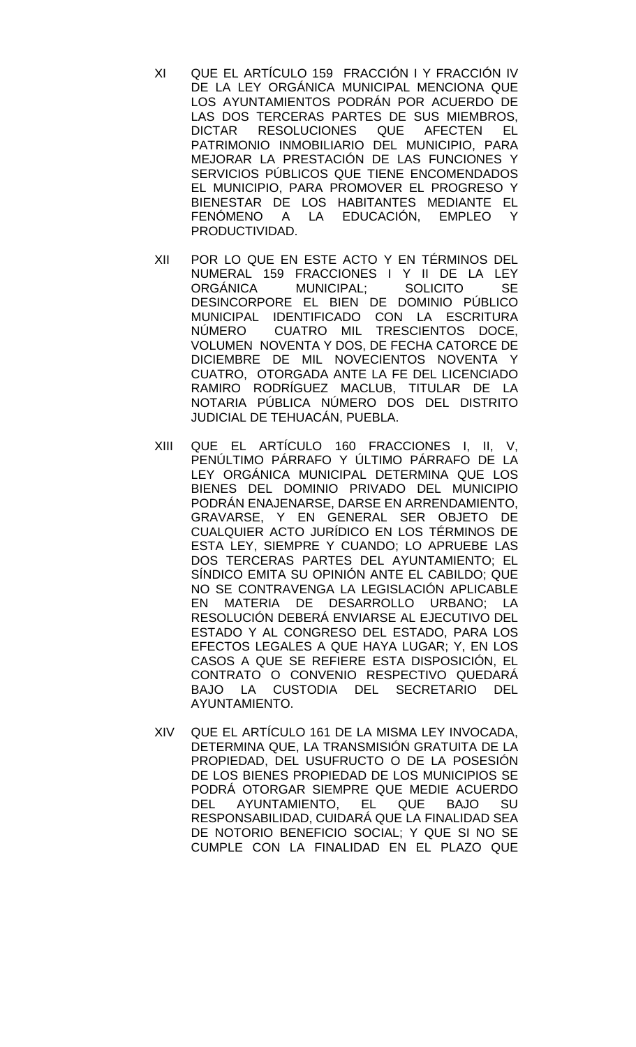XI QUE EL ARTÍCULO 159 FRACCIÓN I Y FRACCIÓN IV DE LA LEY ORGÁNICA MUNICIPAL MENCIONA QUE LOS AYUNTAMIENTOS PODRÁN POR ACUERDO DE LAS DOS TERCERAS PARTES DE SUS MIEMBROS, DICTAR RESOLUCIONES QUE AFECTEN EL PATRIMONIO INMOBILIARIO DEL MUNICIPIO, PARA MEJORAR LA PRESTACIÓN DE LAS FUNCIONES Y SERVICIOS PÚBLICOS QUE TIENE ENCOMENDADOS EL MUNICIPIO, PARA PROMOVER EL PROGRESO Y BIENESTAR DE LOS HABITANTES MEDIANTE EL FENÓMENO A LA EDUCACIÓN, EMPLEO Y PRODUCTIVIDAD.

XII POR LO QUE EN ESTE ACTO Y EN TÉRMINOS DEL NUMERAL 159 FRACCIONES I Y II DE LA LEY ORGÁNICA MUNICIPAL; SOLICITO SE DESINCORPORE EL BIEN DE DOMINIO PÚBLICO MUNICIPAL IDENTIFICADO CON LA ESCRITURA NÚMERO CUATRO MIL TRESCIENTOS DOCE, VOLUMEN NOVENTA Y DOS, DE FECHA CATORCE DE DICIEMBRE DE MIL NOVECIENTOS NOVENTA Y CUATRO, OTORGADA ANTE LA FE DEL LICENCIADO RAMIRO RODRÍGUEZ MACLUB, TITULAR DE LA NOTARIA PÚBLICA NÚMERO DOS DEL DISTRITO JUDICIAL DE TEHUACÁN, PUEBLA.

XIII QUE EL ARTÍCULO 160 FRACCIONES I, II, V, PENÚLTIMO PÁRRAFO Y ÚLTIMO PÁRRAFO DE LA LEY ORGÁNICA MUNICIPAL DETERMINA QUE LOS BIENES DEL DOMINIO PRIVADO DEL MUNICIPIO PODRÁN ENAJENARSE, DARSE EN ARRENDAMIENTO, GRAVARSE, Y EN GENERAL SER OBJETO DE CUALQUIER ACTO JURÍDICO EN LOS TÉRMINOS DE ESTA LEY, SIEMPRE Y CUANDO; LO APRUEBE LAS DOS TERCERAS PARTES DEL AYUNTAMIENTO; EL SÍNDICO EMITA SU OPINIÓN ANTE EL CABILDO; QUE NO SE CONTRAVENGA LA LEGISLACIÓN APLICABLE EN MATERIA DE DESARROLLO URBANO; LA RESOLUCIÓN DEBERÁ ENVIARSE AL EJECUTIVO DEL ESTADO Y AL CONGRESO DEL ESTADO, PARA LOS EFECTOS LEGALES A QUE HAYA LUGAR; Y, EN LOS CASOS A QUE SE REFIERE ESTA DISPOSICIÓN, EL CONTRATO O CONVENIO RESPECTIVO QUEDARÁ BAJO LA CUSTODIA DEL SECRETARIO DEL AYUNTAMIENTO.

XIV QUE EL ARTÍCULO 161 DE LA MISMA LEY INVOCADA, DETERMINA QUE, LA TRANSMISIÓN GRATUITA DE LA PROPIEDAD, DEL USUFRUCTO O DE LA POSESIÓN DE LOS BIENES PROPIEDAD DE LOS MUNICIPIOS SE PODRÁ OTORGAR SIEMPRE QUE MEDIE ACUERDO DEL AYUNTAMIENTO, EL QUE BAJO SU RESPONSABILIDAD, CUIDARÁ QUE LA FINALIDAD SEA DE NOTORIO BENEFICIO SOCIAL; Y QUE SI NO SE CUMPLE CON LA FINALIDAD EN EL PLAZO QUE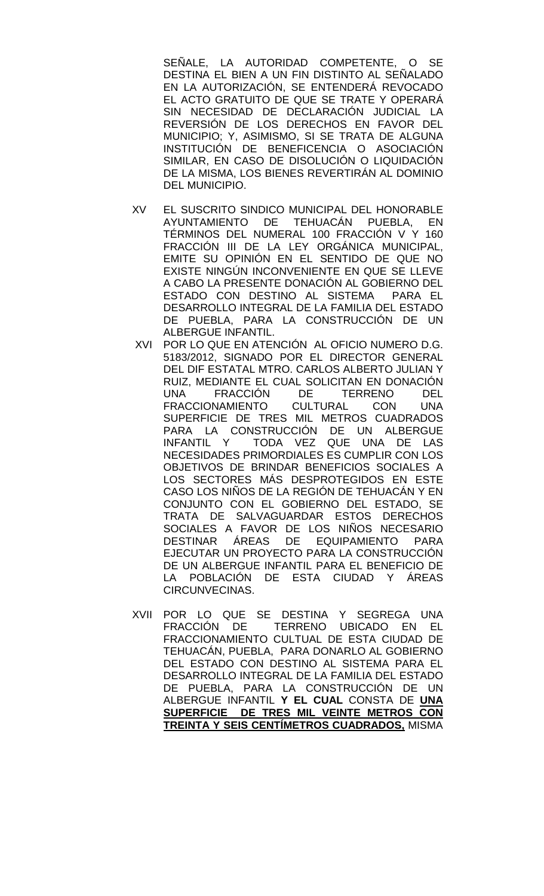SEÑALE, LA AUTORIDAD COMPETENTE, O SE DESTINA EL BIEN A UN FIN DISTINTO AL SEÑALADO EN LA AUTORIZACIÓN, SE ENTENDERÁ REVOCADO EL ACTO GRATUITO DE QUE SE TRATE Y OPERARÁ SIN NECESIDAD DE DECLARACIÓN JUDICIAL LA REVERSIÓN DE LOS DERECHOS EN FAVOR DEL MUNICIPIO; Y, ASIMISMO, SI SE TRATA DE ALGUNA INSTITUCIÓN DE BENEFICENCIA O ASOCIACIÓN SIMILAR, EN CASO DE DISOLUCIÓN O LIQUIDACIÓN DE LA MISMA, LOS BIENES REVERTIRÁN AL DOMINIO DEL MUNICIPIO.

XV EL SUSCRITO SINDICO MUNICIPAL DEL HONORABLE AYUNTAMIENTO DE TEHUACÁN PUEBLA, EN TÉRMINOS DEL NUMERAL 100 FRACCIÓN V Y 160 FRACCIÓN III DE LA LEY ORGÁNICA MUNICIPAL, EMITE SU OPINIÓN EN EL SENTIDO DE QUE NO EXISTE NINGÚN INCONVENIENTE EN QUE SE LLEVE A CABO LA PRESENTE DONACIÓN AL GOBIERNO DEL ESTADO CON DESTINO AL SISTEMA PARA EL DESARROLLO INTEGRAL DE LA FAMILIA DEL ESTADO DE PUEBLA, PARA LA CONSTRUCCIÓN DE UN ALBERGUE INFANTIL.

XVI POR LO QUE EN ATENCIÓN AL OFICIO NUMERO D.G. 5183/2012, SIGNADO POR EL DIRECTOR GENERAL DEL DIF ESTATAL MTRO. CARLOS ALBERTO JULIAN Y RUIZ, MEDIANTE EL CUAL SOLICITAN EN DONACIÓN UNA FRACCIÓN DE TERRENO DEL FRACCIONAMIENTO CULTURAL CON UNA SUPERFICIE DE TRES MIL METROS CUADRADOS PARA LA CONSTRUCCIÓN DE UN ALBERGUE INFANTIL Y TODA VEZ QUE UNA DE LAS NECESIDADES PRIMORDIALES ES CUMPLIR CON LOS OBJETIVOS DE BRINDAR BENEFICIOS SOCIALES A LOS SECTORES MÁS DESPROTEGIDOS EN ESTE CASO LOS NIÑOS DE LA REGIÓN DE TEHUACÁN Y EN CONJUNTO CON EL GOBIERNO DEL ESTADO, SE TRATA DE SALVAGUARDAR ESTOS DERECHOS SOCIALES A FAVOR DE LOS NIÑOS NECESARIO DESTINAR ÁREAS DE EQUIPAMIENTO PARA EJECUTAR UN PROYECTO PARA LA CONSTRUCCIÓN DE UN ALBERGUE INFANTIL PARA EL BENEFICIO DE LA POBLACIÓN DE ESTA CIUDAD Y ÁREAS CIRCUNVECINAS.

XVII POR LO QUE SE DESTINA Y SEGREGA UNA FRACCIÓN DE TERRENO UBICADO EN EL FRACCIONAMIENTO CULTUAL DE ESTA CIUDAD DE TEHUACÁN, PUEBLA, PARA DONARLO AL GOBIERNO DEL ESTADO CON DESTINO AL SISTEMA PARA EL DESARROLLO INTEGRAL DE LA FAMILIA DEL ESTADO DE PUEBLA, PARA LA CONSTRUCCIÓN DE UN ALBERGUE INFANTIL **Y EL CUAL** CONSTA DE **UNA SUPERFICIE DE TRES MIL VEINTE METROS CON TREINTA Y SEIS CENTÍMETROS CUADRADOS,** MISMA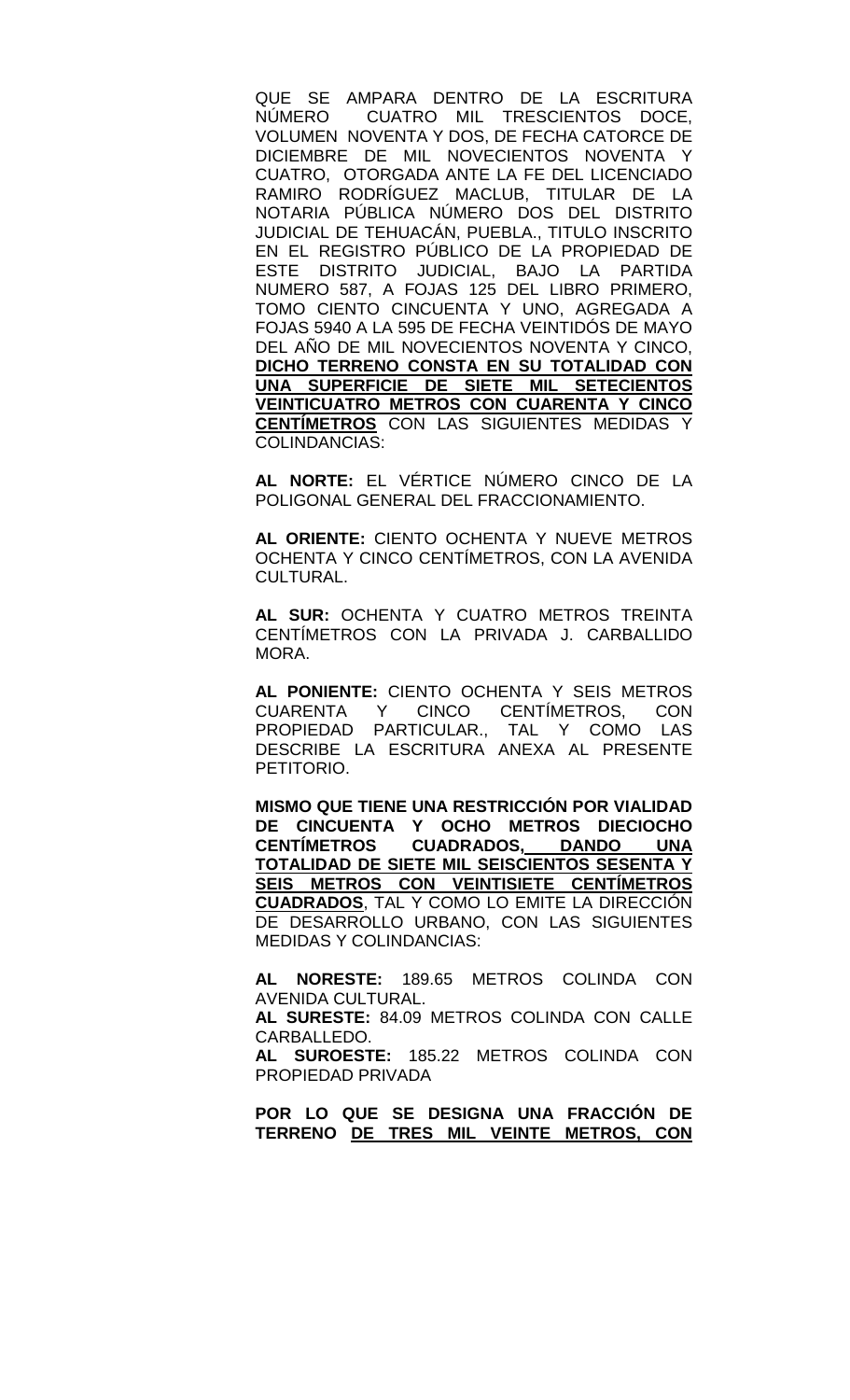QUE SE AMPARA DENTRO DE LA ESCRITURA NÚMERO CUATRO MIL TRESCIENTOS DOCE, VOLUMEN NOVENTA Y DOS, DE FECHA CATORCE DE DICIEMBRE DE MIL NOVECIENTOS NOVENTA Y CUATRO, OTORGADA ANTE LA FE DEL LICENCIADO RAMIRO RODRÍGUEZ MACLUB, TITULAR DE LA NOTARIA PÚBLICA NÚMERO DOS DEL DISTRITO JUDICIAL DE TEHUACÁN, PUEBLA., TITULO INSCRITO EN EL REGISTRO PÚBLICO DE LA PROPIEDAD DE ESTE DISTRITO JUDICIAL, BAJO LA PARTIDA NUMERO 587, A FOJAS 125 DEL LIBRO PRIMERO, TOMO CIENTO CINCUENTA Y UNO, AGREGADA A FOJAS 5940 A LA 595 DE FECHA VEINTIDÓS DE MAYO DEL AÑO DE MIL NOVECIENTOS NOVENTA Y CINCO, **DICHO TERRENO CONSTA EN SU TOTALIDAD CON UNA SUPERFICIE DE SIETE MIL SETECIENTOS VEINTICUATRO METROS CON CUARENTA Y CINCO CENTÍMETROS** CON LAS SIGUIENTES MEDIDAS Y COLINDANCIAS:

**AL NORTE:** EL VÉRTICE NÚMERO CINCO DE LA POLIGONAL GENERAL DEL FRACCIONAMIENTO.

**AL ORIENTE:** CIENTO OCHENTA Y NUEVE METROS OCHENTA Y CINCO CENTÍMETROS, CON LA AVENIDA CULTURAL.

**AL SUR:** OCHENTA Y CUATRO METROS TREINTA CENTÍMETROS CON LA PRIVADA J. CARBALLIDO MORA.

**AL PONIENTE:** CIENTO OCHENTA Y SEIS METROS CUARENTA Y CINCO CENTÍMETROS, CON PROPIEDAD PARTICULAR., TAL Y COMO LAS DESCRIBE LA ESCRITURA ANEXA AL PRESENTE PETITORIO.

**MISMO QUE TIENE UNA RESTRICCIÓN POR VIALIDAD DE CINCUENTA Y OCHO METROS DIECIOCHO CENTÍMETROS CUADRADOS, DANDO UNA TOTALIDAD DE SIETE MIL SEISCIENTOS SESENTA Y SEIS METROS CON VEINTISIETE CENTÍMETROS CUADRADOS**, TAL Y COMO LO EMITE LA DIRECCIÓN DE DESARROLLO URBANO, CON LAS SIGUIENTES MEDIDAS Y COLINDANCIAS:

**AL NORESTE:** 189.65 METROS COLINDA CON AVENIDA CULTURAL.
**AL SURESTE:** 84.09 METROS COLINDA CON CALLE CARBALLEDO.
**AL SUROESTE:** 185.22 METROS COLINDA CON PROPIEDAD PRIVADA

**POR LO QUE SE DESIGNA UNA FRACCIÓN DE TERRENO DE TRES MIL VEINTE METROS, CON**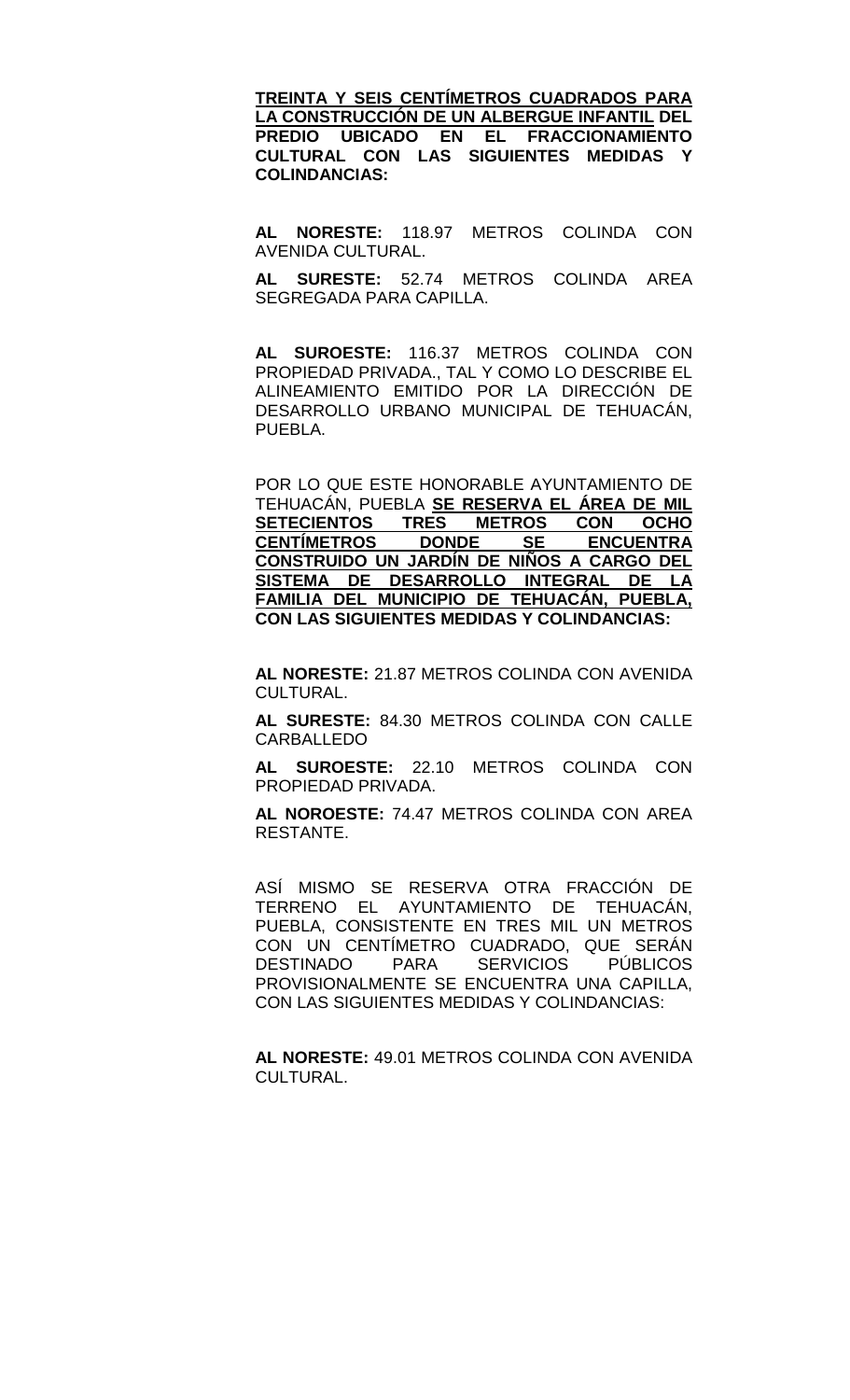**<u>TREINTA Y SEIS CENTÍMETROS CUADRADOS PARA LA CONSTRUCCIÓN DE UN ALBERGUE INFANTIL</u> DEL PREDIO UBICADO EN EL FRACCIONAMIENTO CULTURAL CON LAS SIGUIENTES MEDIDAS Y COLINDANCIAS:**

**AL NORESTE:** 118.97 METROS COLINDA CON AVENIDA CULTURAL.

**AL SURESTE:** 52.74 METROS COLINDA AREA SEGREGADA PARA CAPILLA.

**AL SUROESTE:** 116.37 METROS COLINDA CON PROPIEDAD PRIVADA., TAL Y COMO LO DESCRIBE EL ALINEAMIENTO EMITIDO POR LA DIRECCIÓN DE DESARROLLO URBANO MUNICIPAL DE TEHUACÁN, PUEBLA.

POR LO QUE ESTE HONORABLE AYUNTAMIENTO DE TEHUACÁN, PUEBLA **<u>SE RESERVA EL ÁREA DE MIL SETECIENTOS TRES METROS CON OCHO CENTÍMETROS DONDE SE ENCUENTRA CONSTRUIDO UN JARDÍN DE NIÑOS A CARGO DEL SISTEMA DE DESARROLLO INTEGRAL DE LA FAMILIA DEL MUNICIPIO DE TEHUACÁN, PUEBLA,</u> CON LAS SIGUIENTES MEDIDAS Y COLINDANCIAS:**

**AL NORESTE:** 21.87 METROS COLINDA CON AVENIDA CULTURAL.

**AL SURESTE:** 84.30 METROS COLINDA CON CALLE CARBALLEDO

**AL SUROESTE:** 22.10 METROS COLINDA CON PROPIEDAD PRIVADA.

**AL NOROESTE:** 74.47 METROS COLINDA CON AREA RESTANTE.

ASÍ MISMO SE RESERVA OTRA FRACCIÓN DE TERRENO EL AYUNTAMIENTO DE TEHUACÁN, PUEBLA, CONSISTENTE EN TRES MIL UN METROS CON UN CENTÍMETRO CUADRADO, QUE SERÁN DESTINADO PARA SERVICIOS PÚBLICOS PROVISIONALMENTE SE ENCUENTRA UNA CAPILLA, CON LAS SIGUIENTES MEDIDAS Y COLINDANCIAS:

**AL NORESTE:** 49.01 METROS COLINDA CON AVENIDA CULTURAL.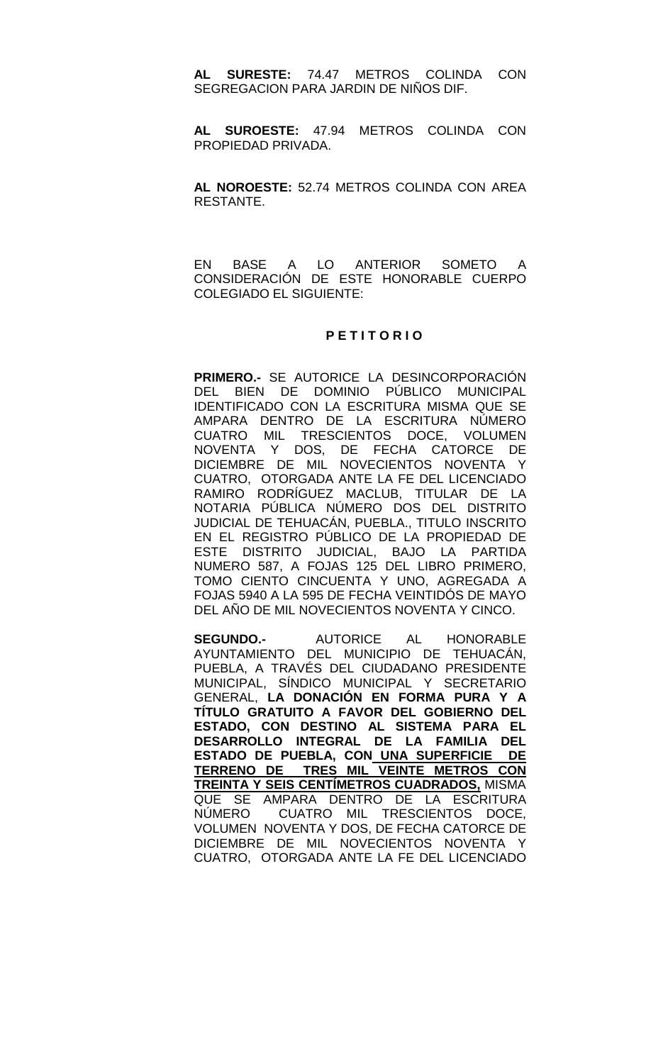**AL SURESTE:** 74.47 METROS COLINDA CON SEGREGACION PARA JARDIN DE NIÑOS DIF.

**AL SUROESTE:** 47.94 METROS COLINDA CON PROPIEDAD PRIVADA.

**AL NOROESTE:** 52.74 METROS COLINDA CON AREA RESTANTE.

EN BASE A LO ANTERIOR SOMETO A CONSIDERACIÓN DE ESTE HONORABLE CUERPO COLEGIADO EL SIGUIENTE:

**P E T I T O R I O**

**PRIMERO.-** SE AUTORICE LA DESINCORPORACIÓN DEL BIEN DE DOMINIO PÚBLICO MUNICIPAL IDENTIFICADO CON LA ESCRITURA MISMA QUE SE AMPARA DENTRO DE LA ESCRITURA NÚMERO CUATRO MIL TRESCIENTOS DOCE, VOLUMEN NOVENTA Y DOS, DE FECHA CATORCE DE DICIEMBRE DE MIL NOVECIENTOS NOVENTA Y CUATRO, OTORGADA ANTE LA FE DEL LICENCIADO RAMIRO RODRÍGUEZ MACLUB, TITULAR DE LA NOTARIA PÚBLICA NÚMERO DOS DEL DISTRITO JUDICIAL DE TEHUACÁN, PUEBLA., TITULO INSCRITO EN EL REGISTRO PÚBLICO DE LA PROPIEDAD DE ESTE DISTRITO JUDICIAL, BAJO LA PARTIDA NUMERO 587, A FOJAS 125 DEL LIBRO PRIMERO, TOMO CIENTO CINCUENTA Y UNO, AGREGADA A FOJAS 5940 A LA 595 DE FECHA VEINTIDÓS DE MAYO DEL AÑO DE MIL NOVECIENTOS NOVENTA Y CINCO.

**SEGUNDO.-** AUTORICE AL HONORABLE AYUNTAMIENTO DEL MUNICIPIO DE TEHUACÁN, PUEBLA, A TRAVÉS DEL CIUDADANO PRESIDENTE MUNICIPAL, SÍNDICO MUNICIPAL Y SECRETARIO GENERAL, **LA DONACIÓN EN FORMA PURA Y A TÍTULO GRATUITO A FAVOR DEL GOBIERNO DEL ESTADO, CON DESTINO AL SISTEMA PARA EL DESARROLLO INTEGRAL DE LA FAMILIA DEL ESTADO DE PUEBLA, CON UNA SUPERFICIE DE TERRENO DE TRES MIL VEINTE METROS CON TREINTA Y SEIS CENTÍMETROS CUADRADOS,** MISMA QUE SE AMPARA DENTRO DE LA ESCRITURA NÚMERO CUATRO MIL TRESCIENTOS DOCE, VOLUMEN NOVENTA Y DOS, DE FECHA CATORCE DE DICIEMBRE DE MIL NOVECIENTOS NOVENTA Y CUATRO, OTORGADA ANTE LA FE DEL LICENCIADO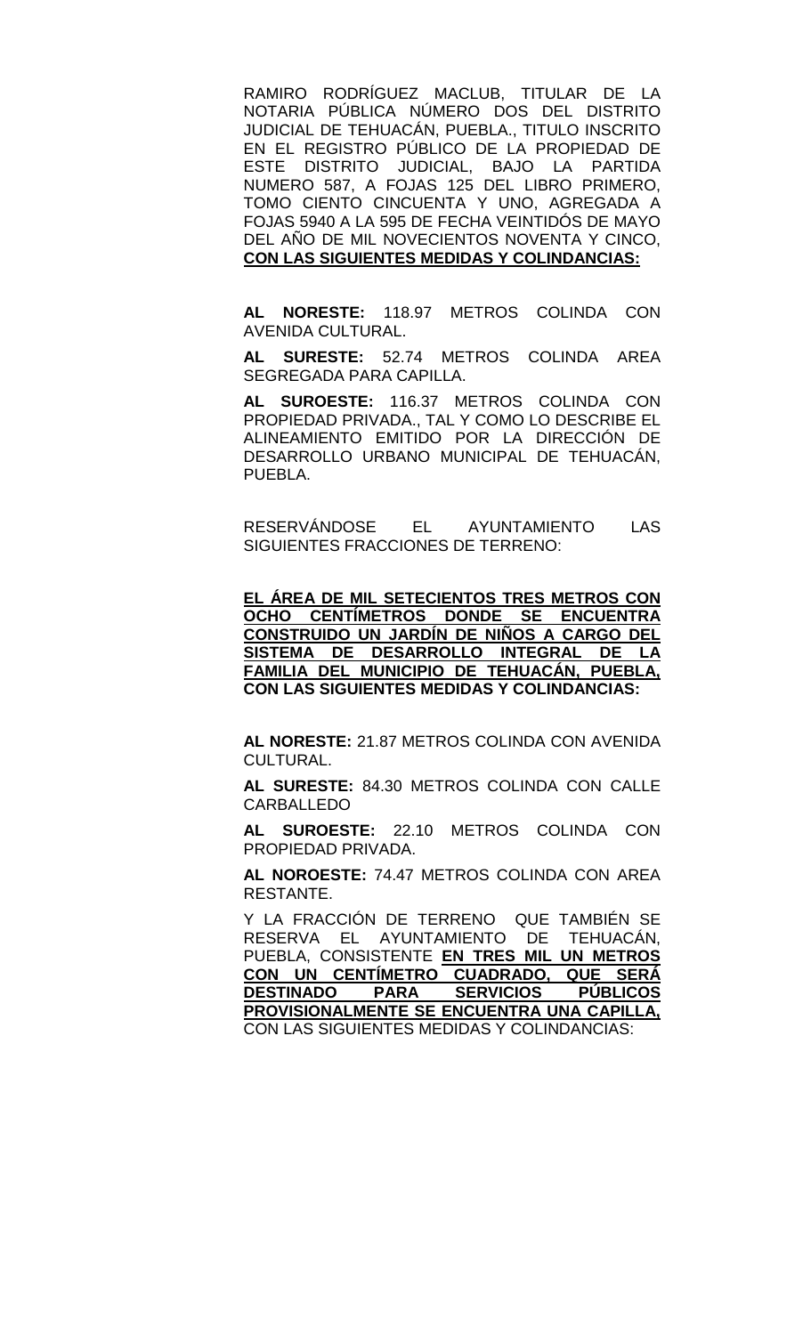RAMIRO RODRÍGUEZ MACLUB, TITULAR DE LA NOTARIA PÚBLICA NÚMERO DOS DEL DISTRITO JUDICIAL DE TEHUACÁN, PUEBLA., TITULO INSCRITO EN EL REGISTRO PÚBLICO DE LA PROPIEDAD DE ESTE DISTRITO JUDICIAL, BAJO LA PARTIDA NUMERO 587, A FOJAS 125 DEL LIBRO PRIMERO, TOMO CIENTO CINCUENTA Y UNO, AGREGADA A FOJAS 5940 A LA 595 DE FECHA VEINTIDÓS DE MAYO DEL AÑO DE MIL NOVECIENTOS NOVENTA Y CINCO, **CON LAS SIGUIENTES MEDIDAS Y COLINDANCIAS:**

**AL NORESTE:** 118.97 METROS COLINDA CON AVENIDA CULTURAL.

**AL SURESTE:** 52.74 METROS COLINDA AREA SEGREGADA PARA CAPILLA.

**AL SUROESTE:** 116.37 METROS COLINDA CON PROPIEDAD PRIVADA., TAL Y COMO LO DESCRIBE EL ALINEAMIENTO EMITIDO POR LA DIRECCIÓN DE DESARROLLO URBANO MUNICIPAL DE TEHUACÁN, PUEBLA.

RESERVÁNDOSE EL AYUNTAMIENTO LAS SIGUIENTES FRACCIONES DE TERRENO:

**EL ÁREA DE MIL SETECIENTOS TRES METROS CON OCHO CENTÍMETROS DONDE SE ENCUENTRA CONSTRUIDO UN JARDÍN DE NIÑOS A CARGO DEL SISTEMA DE DESARROLLO INTEGRAL DE LA FAMILIA DEL MUNICIPIO DE TEHUACÁN, PUEBLA, CON LAS SIGUIENTES MEDIDAS Y COLINDANCIAS:**

**AL NORESTE:** 21.87 METROS COLINDA CON AVENIDA CULTURAL.

**AL SURESTE:** 84.30 METROS COLINDA CON CALLE CARBALLEDO

**AL SUROESTE:** 22.10 METROS COLINDA CON PROPIEDAD PRIVADA.

**AL NOROESTE:** 74.47 METROS COLINDA CON AREA RESTANTE.

Y LA FRACCIÓN DE TERRENO QUE TAMBIÉN SE RESERVA EL AYUNTAMIENTO DE TEHUACÁN, PUEBLA, CONSISTENTE **EN TRES MIL UN METROS CON UN CENTÍMETRO CUADRADO, QUE SERÁ DESTINADO PARA SERVICIOS PÚBLICOS PROVISIONALMENTE SE ENCUENTRA UNA CAPILLA,** CON LAS SIGUIENTES MEDIDAS Y COLINDANCIAS: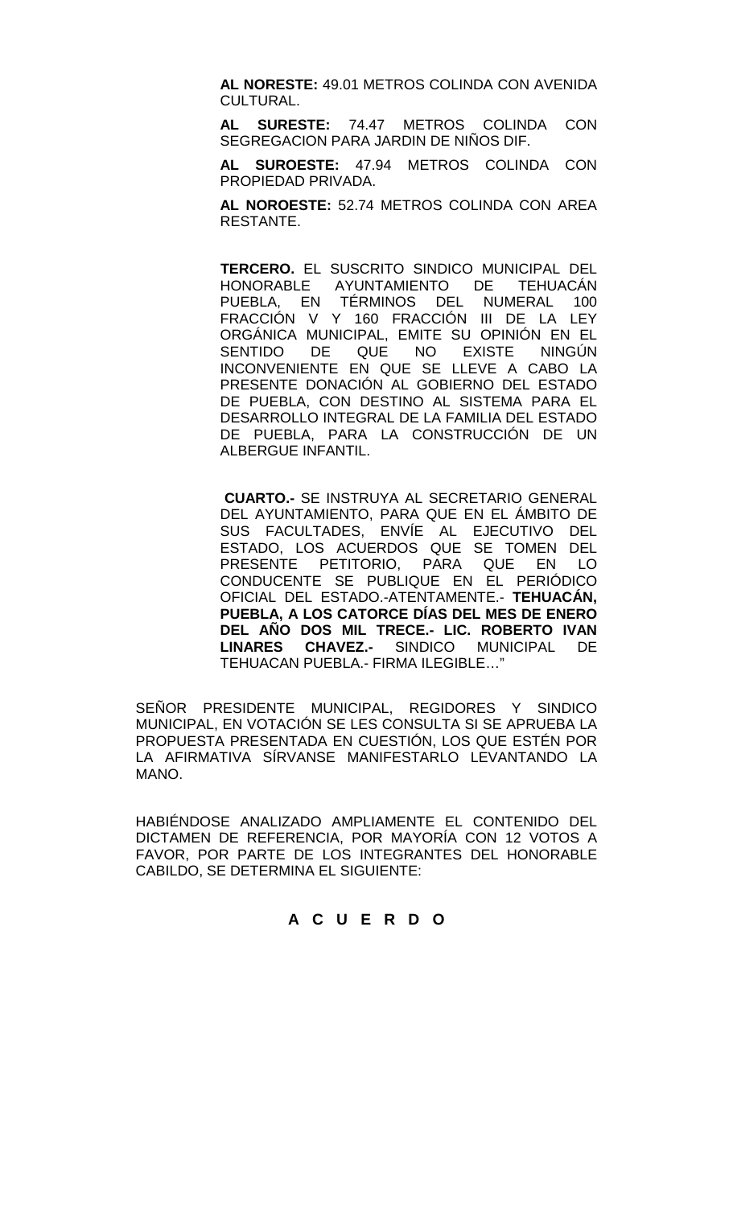**AL NORESTE:** 49.01 METROS COLINDA CON AVENIDA CULTURAL.

**AL SURESTE:** 74.47 METROS COLINDA CON SEGREGACION PARA JARDIN DE NIÑOS DIF.

**AL SUROESTE:** 47.94 METROS COLINDA CON PROPIEDAD PRIVADA.

**AL NOROESTE:** 52.74 METROS COLINDA CON AREA RESTANTE.

**TERCERO.** EL SUSCRITO SINDICO MUNICIPAL DEL HONORABLE AYUNTAMIENTO DE TEHUACÁN PUEBLA, EN TÉRMINOS DEL NUMERAL 100 FRACCIÓN V Y 160 FRACCIÓN III DE LA LEY ORGÁNICA MUNICIPAL, EMITE SU OPINIÓN EN EL SENTIDO DE QUE NO EXISTE NINGÚN INCONVENIENTE EN QUE SE LLEVE A CABO LA PRESENTE DONACIÓN AL GOBIERNO DEL ESTADO DE PUEBLA, CON DESTINO AL SISTEMA PARA EL DESARROLLO INTEGRAL DE LA FAMILIA DEL ESTADO DE PUEBLA, PARA LA CONSTRUCCIÓN DE UN ALBERGUE INFANTIL.

**CUARTO.-** SE INSTRUYA AL SECRETARIO GENERAL DEL AYUNTAMIENTO, PARA QUE EN EL ÁMBITO DE SUS FACULTADES, ENVÍE AL EJECUTIVO DEL ESTADO, LOS ACUERDOS QUE SE TOMEN DEL PRESENTE PETITORIO, PARA QUE EN LO CONDUCENTE SE PUBLIQUE EN EL PERIÓDICO OFICIAL DEL ESTADO.-ATENTAMENTE.- **TEHUACÁN, PUEBLA, A LOS CATORCE DÍAS DEL MES DE ENERO DEL AÑO DOS MIL TRECE.- LIC. ROBERTO IVAN LINARES CHAVEZ.-** SINDICO MUNICIPAL DE TEHUACAN PUEBLA.- FIRMA ILEGIBLE…"

SEÑOR PRESIDENTE MUNICIPAL, REGIDORES Y SINDICO MUNICIPAL, EN VOTACIÓN SE LES CONSULTA SI SE APRUEBA LA PROPUESTA PRESENTADA EN CUESTIÓN, LOS QUE ESTÉN POR LA AFIRMATIVA SÍRVANSE MANIFESTARLO LEVANTANDO LA MANO.

HABIÉNDOSE ANALIZADO AMPLIAMENTE EL CONTENIDO DEL DICTAMEN DE REFERENCIA, POR MAYORÍA CON 12 VOTOS A FAVOR, POR PARTE DE LOS INTEGRANTES DEL HONORABLE CABILDO, SE DETERMINA EL SIGUIENTE:

**A C U E R D O**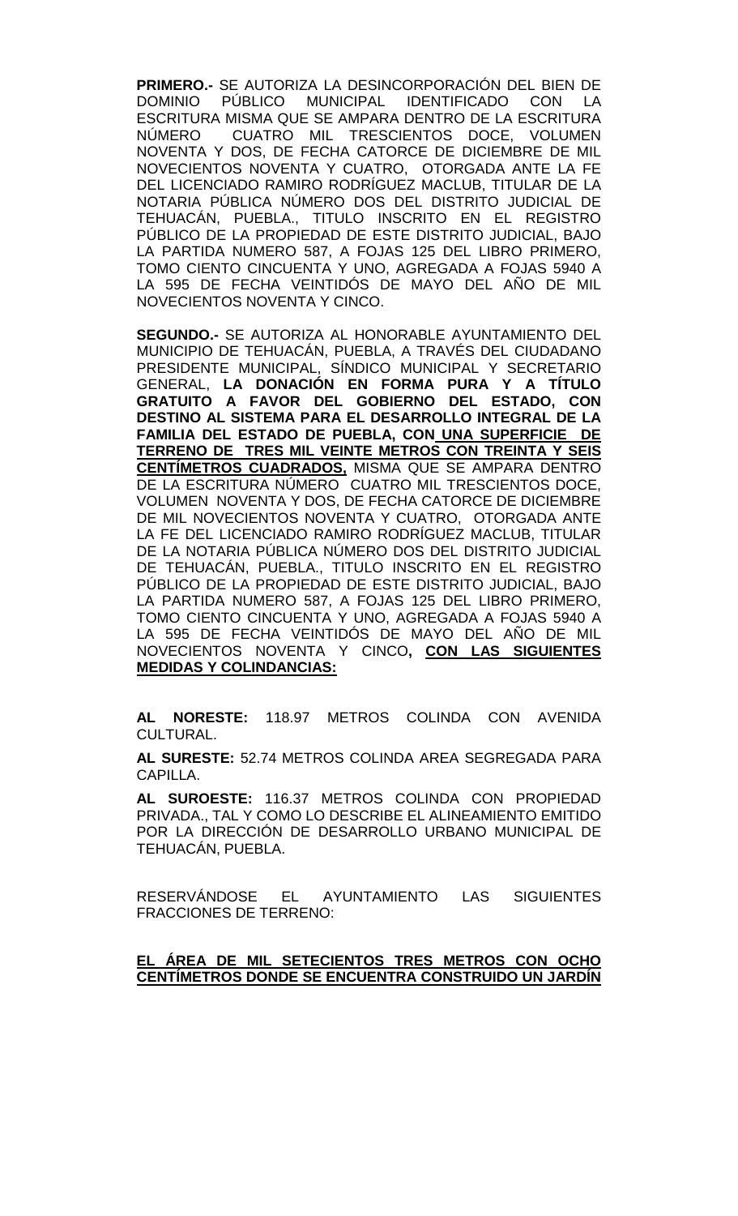**PRIMERO.-** SE AUTORIZA LA DESINCORPORACIÓN DEL BIEN DE DOMINIO PÚBLICO MUNICIPAL IDENTIFICADO CON LA ESCRITURA MISMA QUE SE AMPARA DENTRO DE LA ESCRITURA NÚMERO CUATRO MIL TRESCIENTOS DOCE, VOLUMEN NOVENTA Y DOS, DE FECHA CATORCE DE DICIEMBRE DE MIL NOVECIENTOS NOVENTA Y CUATRO, OTORGADA ANTE LA FE DEL LICENCIADO RAMIRO RODRÍGUEZ MACLUB, TITULAR DE LA NOTARIA PÚBLICA NÚMERO DOS DEL DISTRITO JUDICIAL DE TEHUACÁN, PUEBLA., TITULO INSCRITO EN EL REGISTRO PÚBLICO DE LA PROPIEDAD DE ESTE DISTRITO JUDICIAL, BAJO LA PARTIDA NUMERO 587, A FOJAS 125 DEL LIBRO PRIMERO, TOMO CIENTO CINCUENTA Y UNO, AGREGADA A FOJAS 5940 A LA 595 DE FECHA VEINTIDÓS DE MAYO DEL AÑO DE MIL NOVECIENTOS NOVENTA Y CINCO.

**SEGUNDO.-** SE AUTORIZA AL HONORABLE AYUNTAMIENTO DEL MUNICIPIO DE TEHUACÁN, PUEBLA, A TRAVÉS DEL CIUDADANO PRESIDENTE MUNICIPAL, SÍNDICO MUNICIPAL Y SECRETARIO GENERAL, **LA DONACIÓN EN FORMA PURA Y A TÍTULO GRATUITO A FAVOR DEL GOBIERNO DEL ESTADO, CON DESTINO AL SISTEMA PARA EL DESARROLLO INTEGRAL DE LA FAMILIA DEL ESTADO DE PUEBLA, CON UNA SUPERFICIE DE TERRENO DE TRES MIL VEINTE METROS CON TREINTA Y SEIS CENTÍMETROS CUADRADOS,** MISMA QUE SE AMPARA DENTRO DE LA ESCRITURA NÚMERO CUATRO MIL TRESCIENTOS DOCE, VOLUMEN NOVENTA Y DOS, DE FECHA CATORCE DE DICIEMBRE DE MIL NOVECIENTOS NOVENTA Y CUATRO, OTORGADA ANTE LA FE DEL LICENCIADO RAMIRO RODRÍGUEZ MACLUB, TITULAR DE LA NOTARIA PÚBLICA NÚMERO DOS DEL DISTRITO JUDICIAL DE TEHUACÁN, PUEBLA., TITULO INSCRITO EN EL REGISTRO PÚBLICO DE LA PROPIEDAD DE ESTE DISTRITO JUDICIAL, BAJO LA PARTIDA NUMERO 587, A FOJAS 125 DEL LIBRO PRIMERO, TOMO CIENTO CINCUENTA Y UNO, AGREGADA A FOJAS 5940 A LA 595 DE FECHA VEINTIDÓS DE MAYO DEL AÑO DE MIL NOVECIENTOS NOVENTA Y CINCO**, CON LAS SIGUIENTES MEDIDAS Y COLINDANCIAS:**

**AL NORESTE:** 118.97 METROS COLINDA CON AVENIDA CULTURAL.

**AL SURESTE:** 52.74 METROS COLINDA AREA SEGREGADA PARA CAPILLA.

**AL SUROESTE:** 116.37 METROS COLINDA CON PROPIEDAD PRIVADA., TAL Y COMO LO DESCRIBE EL ALINEAMIENTO EMITIDO POR LA DIRECCIÓN DE DESARROLLO URBANO MUNICIPAL DE TEHUACÁN, PUEBLA.

RESERVÁNDOSE EL AYUNTAMIENTO LAS SIGUIENTES FRACCIONES DE TERRENO:

**EL ÁREA DE MIL SETECIENTOS TRES METROS CON OCHO CENTÍMETROS DONDE SE ENCUENTRA CONSTRUIDO UN JARDÍN**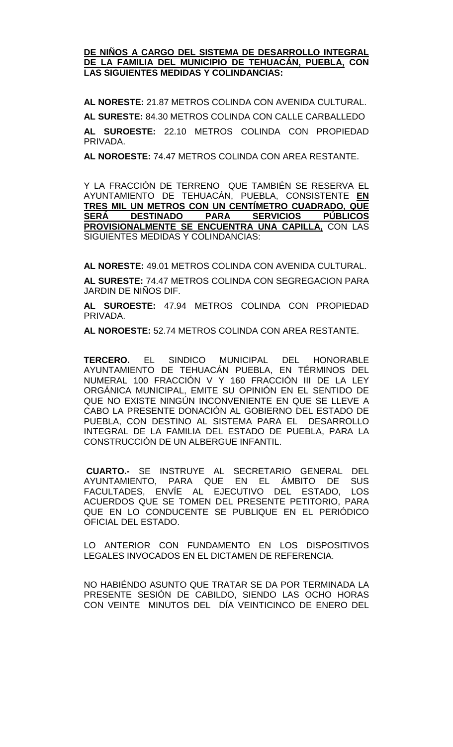**DE NIÑOS A CARGO DEL SISTEMA DE DESARROLLO INTEGRAL DE LA FAMILIA DEL MUNICIPIO DE TEHUACÁN, PUEBLA, CON LAS SIGUIENTES MEDIDAS Y COLINDANCIAS:**

**AL NORESTE:** 21.87 METROS COLINDA CON AVENIDA CULTURAL.

**AL SURESTE:** 84.30 METROS COLINDA CON CALLE CARBALLEDO

**AL SUROESTE:** 22.10 METROS COLINDA CON PROPIEDAD PRIVADA.

**AL NOROESTE:** 74.47 METROS COLINDA CON AREA RESTANTE.

Y LA FRACCIÓN DE TERRENO QUE TAMBIÉN SE RESERVA EL AYUNTAMIENTO DE TEHUACÁN, PUEBLA, CONSISTENTE **EN TRES MIL UN METROS CON UN CENTÍMETRO CUADRADO, QUE SERÁ DESTINADO PARA SERVICIOS PÚBLICOS PROVISIONALMENTE SE ENCUENTRA UNA CAPILLA,** CON LAS SIGUIENTES MEDIDAS Y COLINDANCIAS:

**AL NORESTE:** 49.01 METROS COLINDA CON AVENIDA CULTURAL.

**AL SURESTE:** 74.47 METROS COLINDA CON SEGREGACION PARA JARDIN DE NIÑOS DIF.

**AL SUROESTE:** 47.94 METROS COLINDA CON PROPIEDAD PRIVADA.

**AL NOROESTE:** 52.74 METROS COLINDA CON AREA RESTANTE.

**TERCERO.** EL SINDICO MUNICIPAL DEL HONORABLE AYUNTAMIENTO DE TEHUACÁN PUEBLA, EN TÉRMINOS DEL NUMERAL 100 FRACCIÓN V Y 160 FRACCIÓN III DE LA LEY ORGÁNICA MUNICIPAL, EMITE SU OPINIÓN EN EL SENTIDO DE QUE NO EXISTE NINGÚN INCONVENIENTE EN QUE SE LLEVE A CABO LA PRESENTE DONACIÓN AL GOBIERNO DEL ESTADO DE PUEBLA, CON DESTINO AL SISTEMA PARA EL DESARROLLO INTEGRAL DE LA FAMILIA DEL ESTADO DE PUEBLA, PARA LA CONSTRUCCIÓN DE UN ALBERGUE INFANTIL.

**CUARTO.-** SE INSTRUYE AL SECRETARIO GENERAL DEL AYUNTAMIENTO, PARA QUE EN EL ÁMBITO DE SUS FACULTADES, ENVÍE AL EJECUTIVO DEL ESTADO, LOS ACUERDOS QUE SE TOMEN DEL PRESENTE PETITORIO, PARA QUE EN LO CONDUCENTE SE PUBLIQUE EN EL PERIÓDICO OFICIAL DEL ESTADO.

LO ANTERIOR CON FUNDAMENTO EN LOS DISPOSITIVOS LEGALES INVOCADOS EN EL DICTAMEN DE REFERENCIA.

NO HABIÉNDO ASUNTO QUE TRATAR SE DA POR TERMINADA LA PRESENTE SESIÓN DE CABILDO, SIENDO LAS OCHO HORAS CON VEINTE MINUTOS DEL DÍA VEINTICINCO DE ENERO DEL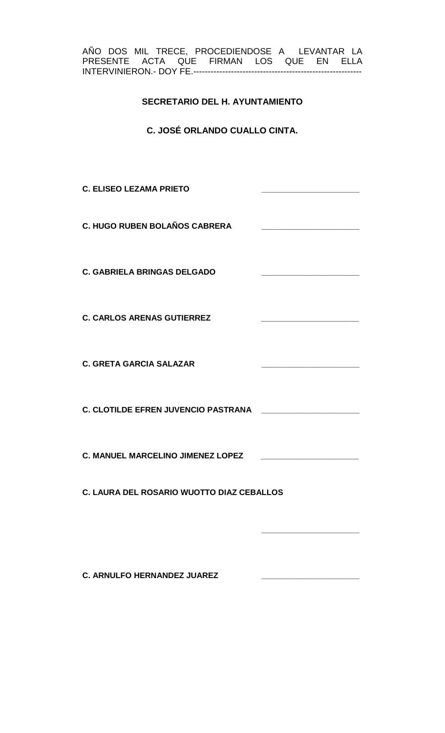AÑO DOS MIL TRECE, PROCEDIENDOSE A LEVANTAR LA PRESENTE ACTA QUE FIRMAN LOS QUE EN ELLA INTERVINIERON.- DOY FE.----------------------------------------------------------

**SECRETARIO DEL H. AYUNTAMIENTO**

**C. JOSÉ ORLANDO CUALLO CINTA.**

**C. ELISEO LEZAMA PRIETO** ______________________

**C. HUGO RUBEN BOLAÑOS CABRERA** ______________________

**C. GABRIELA BRINGAS DELGADO** ______________________

**C. CARLOS ARENAS GUTIERREZ** ______________________

**C. GRETA GARCIA SALAZAR** ______________________

**C. CLOTILDE EFREN JUVENCIO PASTRANA** ______________________

**C. MANUEL MARCELINO JIMENEZ LOPEZ** ______________________

**C. LAURA DEL ROSARIO WUOTTO DIAZ CEBALLOS**

______________________

**C. ARNULFO HERNANDEZ JUAREZ** ______________________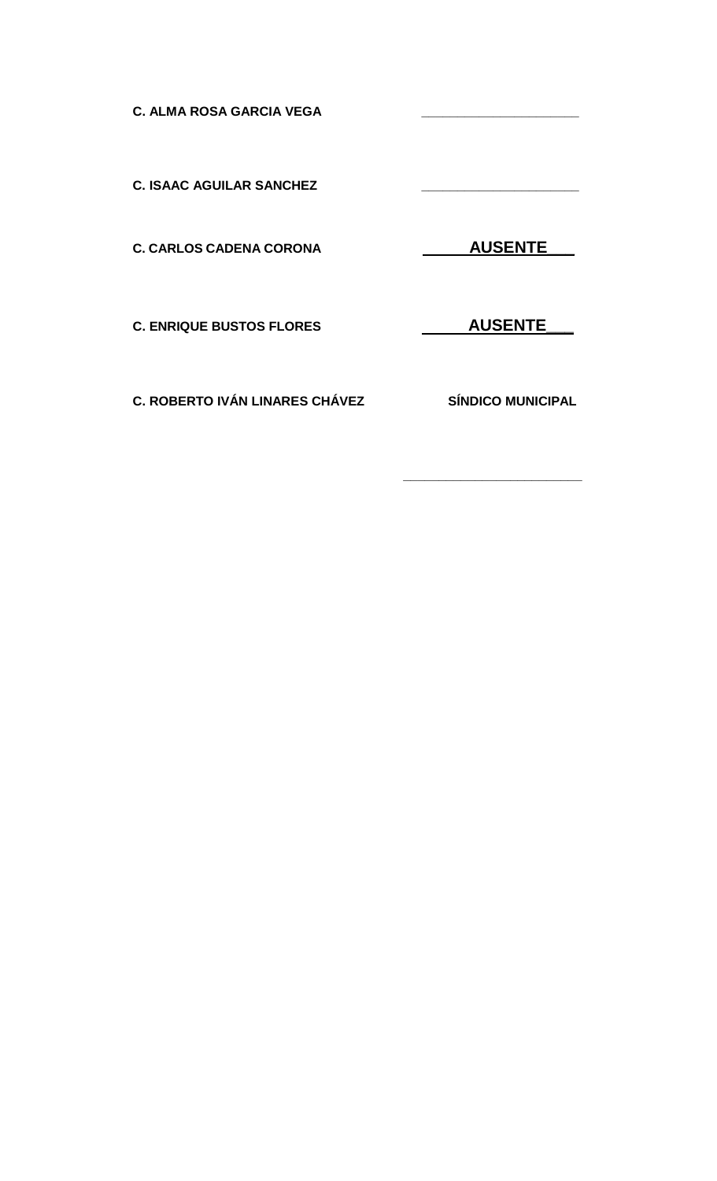**C. ALMA ROSA GARCIA VEGA** ____________________

**C. ISAAC AGUILAR SANCHEZ** ____________________

**C. CARLOS CADENA CORONA** _____**AUSENTE**___

**C. ENRIQUE BUSTOS FLORES** _____**AUSENTE**___

**C. ROBERTO IVÁN LINARES CHÁVEZ** **SÍNDICO MUNICIPAL**

______________________